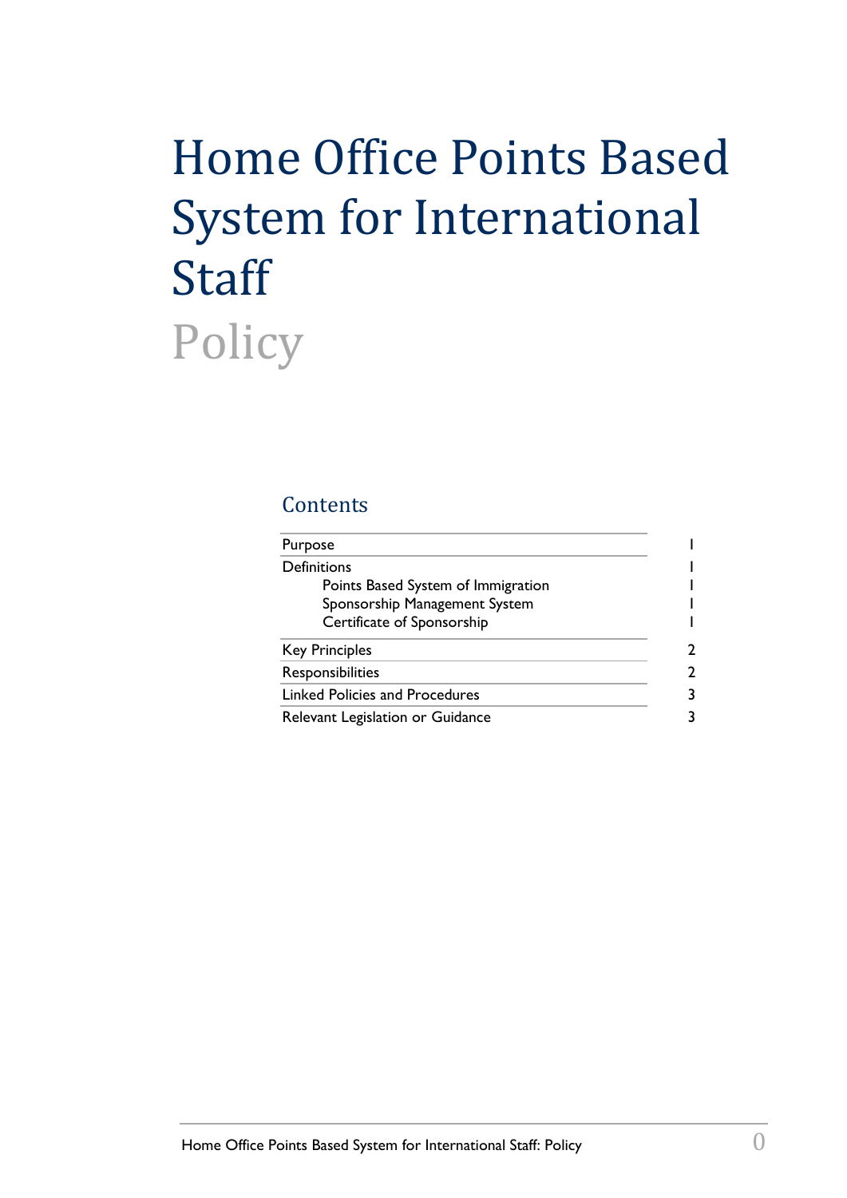# Home Office Points Based System for International Staff

## Policy

### Contents

| | |
|---|---|
| Purpose | 1 |
| Definitions | 1 |
| Points Based System of Immigration | 1 |
| Sponsorship Management System | 1 |
| Certificate of Sponsorship | 1 |
| Key Principles | 2 |
| Responsibilities | 2 |
| Linked Policies and Procedures | 3 |
| Relevant Legislation or Guidance | 3 |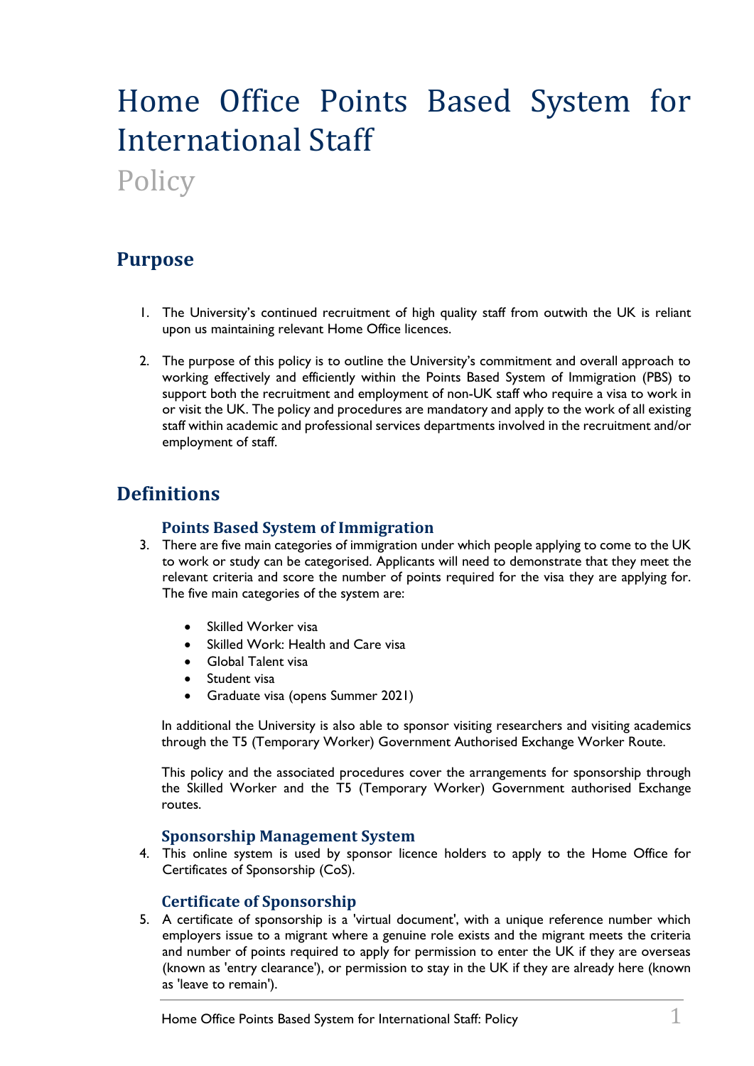# Home Office Points Based System for International Staff

Policy

## Purpose

1. The University's continued recruitment of high quality staff from outwith the UK is reliant upon us maintaining relevant Home Office licences.

2. The purpose of this policy is to outline the University's commitment and overall approach to working effectively and efficiently within the Points Based System of Immigration (PBS) to support both the recruitment and employment of non-UK staff who require a visa to work in or visit the UK. The policy and procedures are mandatory and apply to the work of all existing staff within academic and professional services departments involved in the recruitment and/or employment of staff.

## Definitions

### Points Based System of Immigration

3. There are five main categories of immigration under which people applying to come to the UK to work or study can be categorised. Applicants will need to demonstrate that they meet the relevant criteria and score the number of points required for the visa they are applying for. The five main categories of the system are:

   - Skilled Worker visa
   - Skilled Work: Health and Care visa
   - Global Talent visa
   - Student visa
   - Graduate visa (opens Summer 2021)

   In additional the University is also able to sponsor visiting researchers and visiting academics through the T5 (Temporary Worker) Government Authorised Exchange Worker Route.

   This policy and the associated procedures cover the arrangements for sponsorship through the Skilled Worker and the T5 (Temporary Worker) Government authorised Exchange routes.

### Sponsorship Management System

4. This online system is used by sponsor licence holders to apply to the Home Office for Certificates of Sponsorship (CoS).

### Certificate of Sponsorship

5. A certificate of sponsorship is a 'virtual document', with a unique reference number which employers issue to a migrant where a genuine role exists and the migrant meets the criteria and number of points required to apply for permission to enter the UK if they are overseas (known as 'entry clearance'), or permission to stay in the UK if they are already here (known as 'leave to remain').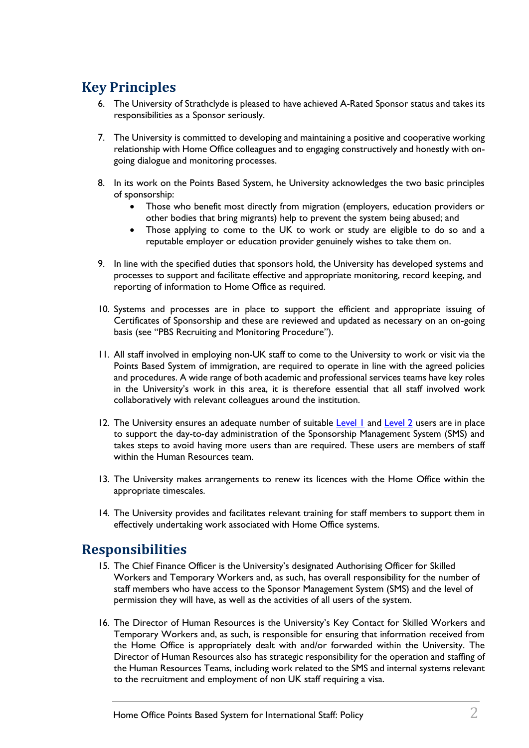## Key Principles

6. The University of Strathclyde is pleased to have achieved A-Rated Sponsor status and takes its responsibilities as a Sponsor seriously.

7. The University is committed to developing and maintaining a positive and cooperative working relationship with Home Office colleagues and to engaging constructively and honestly with on-going dialogue and monitoring processes.

8. In its work on the Points Based System, he University acknowledges the two basic principles of sponsorship:
   - Those who benefit most directly from migration (employers, education providers or other bodies that bring migrants) help to prevent the system being abused; and
   - Those applying to come to the UK to work or study are eligible to do so and a reputable employer or education provider genuinely wishes to take them on.

9. In line with the specified duties that sponsors hold, the University has developed systems and processes to support and facilitate effective and appropriate monitoring, record keeping, and reporting of information to Home Office as required.

10. Systems and processes are in place to support the efficient and appropriate issuing of Certificates of Sponsorship and these are reviewed and updated as necessary on an on-going basis (see "PBS Recruiting and Monitoring Procedure").

11. All staff involved in employing non-UK staff to come to the University to work or visit via the Points Based System of immigration, are required to operate in line with the agreed policies and procedures. A wide range of both academic and professional services teams have key roles in the University's work in this area, it is therefore essential that all staff involved work collaboratively with relevant colleagues around the institution.

12. The University ensures an adequate number of suitable Level 1 and Level 2 users are in place to support the day-to-day administration of the Sponsorship Management System (SMS) and takes steps to avoid having more users than are required. These users are members of staff within the Human Resources team.

13. The University makes arrangements to renew its licences with the Home Office within the appropriate timescales.

14. The University provides and facilitates relevant training for staff members to support them in effectively undertaking work associated with Home Office systems.

## Responsibilities

15. The Chief Finance Officer is the University's designated Authorising Officer for Skilled Workers and Temporary Workers and, as such, has overall responsibility for the number of staff members who have access to the Sponsor Management System (SMS) and the level of permission they will have, as well as the activities of all users of the system.

16. The Director of Human Resources is the University's Key Contact for Skilled Workers and Temporary Workers and, as such, is responsible for ensuring that information received from the Home Office is appropriately dealt with and/or forwarded within the University. The Director of Human Resources also has strategic responsibility for the operation and staffing of the Human Resources Teams, including work related to the SMS and internal systems relevant to the recruitment and employment of non UK staff requiring a visa.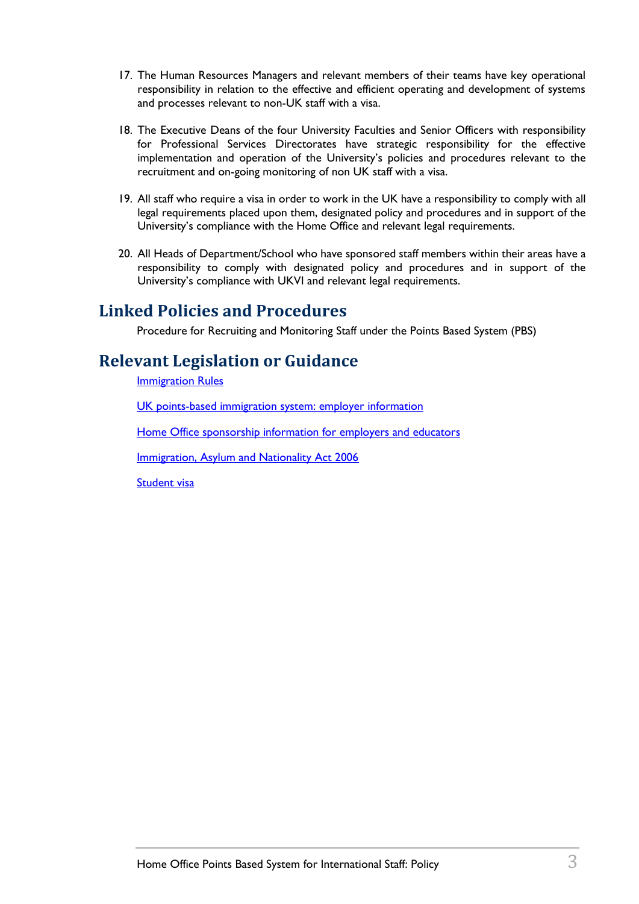17. The Human Resources Managers and relevant members of their teams have key operational responsibility in relation to the effective and efficient operating and development of systems and processes relevant to non-UK staff with a visa.

18. The Executive Deans of the four University Faculties and Senior Officers with responsibility for Professional Services Directorates have strategic responsibility for the effective implementation and operation of the University's policies and procedures relevant to the recruitment and on-going monitoring of non UK staff with a visa.

19. All staff who require a visa in order to work in the UK have a responsibility to comply with all legal requirements placed upon them, designated policy and procedures and in support of the University's compliance with the Home Office and relevant legal requirements.

20. All Heads of Department/School who have sponsored staff members within their areas have a responsibility to comply with designated policy and procedures and in support of the University's compliance with UKVI and relevant legal requirements.

## Linked Policies and Procedures

Procedure for Recruiting and Monitoring Staff under the Points Based System (PBS)

## Relevant Legislation or Guidance

Immigration Rules

UK points-based immigration system: employer information

Home Office sponsorship information for employers and educators

Immigration, Asylum and Nationality Act 2006

Student visa